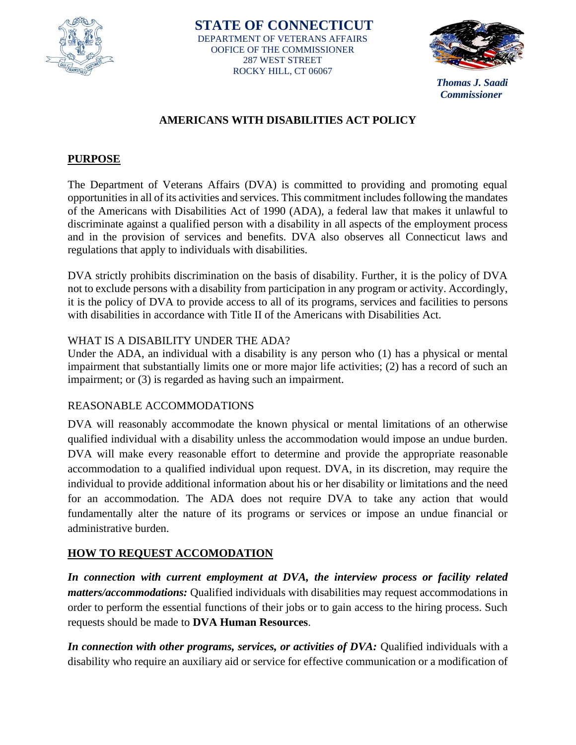**STATE OF CONNECTICUT**
DEPARTMENT OF VETERANS AFFAIRS
OOFICE OF THE COMMISSIONER
287 WEST STREET
ROCKY HILL, CT 06067

***Thomas J. Saadi***
***Commissioner***

# AMERICANS WITH DISABILITIES ACT POLICY

## PURPOSE

The Department of Veterans Affairs (DVA) is committed to providing and promoting equal opportunities in all of its activities and services. This commitment includes following the mandates of the Americans with Disabilities Act of 1990 (ADA), a federal law that makes it unlawful to discriminate against a qualified person with a disability in all aspects of the employment process and in the provision of services and benefits. DVA also observes all Connecticut laws and regulations that apply to individuals with disabilities.

DVA strictly prohibits discrimination on the basis of disability. Further, it is the policy of DVA not to exclude persons with a disability from participation in any program or activity. Accordingly, it is the policy of DVA to provide access to all of its programs, services and facilities to persons with disabilities in accordance with Title II of the Americans with Disabilities Act.

### WHAT IS A DISABILITY UNDER THE ADA?

Under the ADA, an individual with a disability is any person who (1) has a physical or mental impairment that substantially limits one or more major life activities; (2) has a record of such an impairment; or (3) is regarded as having such an impairment.

### REASONABLE ACCOMMODATIONS

DVA will reasonably accommodate the known physical or mental limitations of an otherwise qualified individual with a disability unless the accommodation would impose an undue burden. DVA will make every reasonable effort to determine and provide the appropriate reasonable accommodation to a qualified individual upon request. DVA, in its discretion, may require the individual to provide additional information about his or her disability or limitations and the need for an accommodation. The ADA does not require DVA to take any action that would fundamentally alter the nature of its programs or services or impose an undue financial or administrative burden.

## HOW TO REQUEST ACCOMODATION

***In connection with current employment at DVA, the interview process or facility related matters/accommodations:*** Qualified individuals with disabilities may request accommodations in order to perform the essential functions of their jobs or to gain access to the hiring process. Such requests should be made to **DVA Human Resources**.

***In connection with other programs, services, or activities of DVA:*** Qualified individuals with a disability who require an auxiliary aid or service for effective communication or a modification of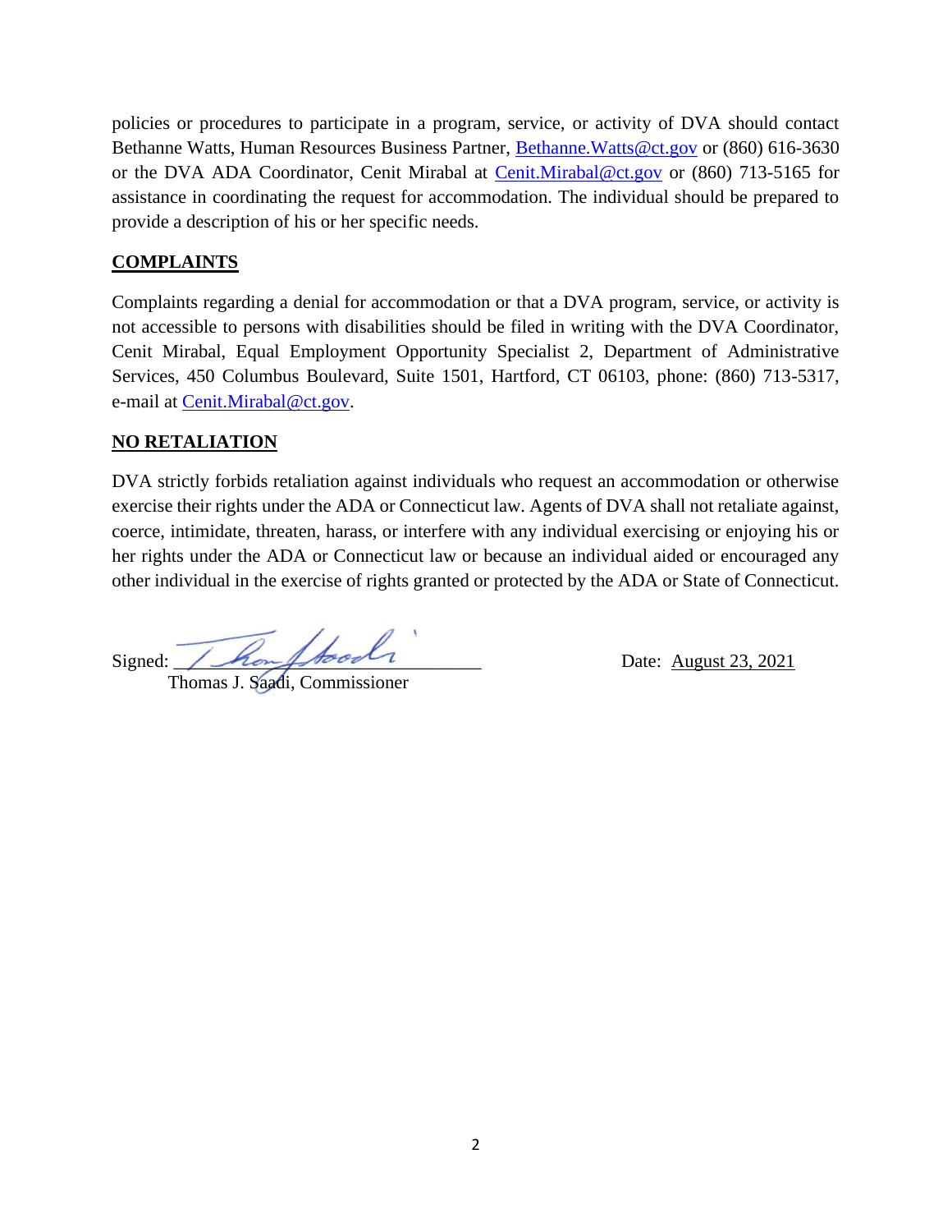policies or procedures to participate in a program, service, or activity of DVA should contact Bethanne Watts, Human Resources Business Partner, Bethanne.Watts@ct.gov or (860) 616-3630 or the DVA ADA Coordinator, Cenit Mirabal at Cenit.Mirabal@ct.gov or (860) 713-5165 for assistance in coordinating the request for accommodation. The individual should be prepared to provide a description of his or her specific needs.

## COMPLAINTS

Complaints regarding a denial for accommodation or that a DVA program, service, or activity is not accessible to persons with disabilities should be filed in writing with the DVA Coordinator, Cenit Mirabal, Equal Employment Opportunity Specialist 2, Department of Administrative Services, 450 Columbus Boulevard, Suite 1501, Hartford, CT 06103, phone: (860) 713-5317, e-mail at Cenit.Mirabal@ct.gov.

## NO RETALIATION

DVA strictly forbids retaliation against individuals who request an accommodation or otherwise exercise their rights under the ADA or Connecticut law. Agents of DVA shall not retaliate against, coerce, intimidate, threaten, harass, or interfere with any individual exercising or enjoying his or her rights under the ADA or Connecticut law or because an individual aided or encouraged any other individual in the exercise of rights granted or protected by the ADA or State of Connecticut.

Signed: ______________________________ Date: August 23, 2021

Thomas J. Saadi, Commissioner